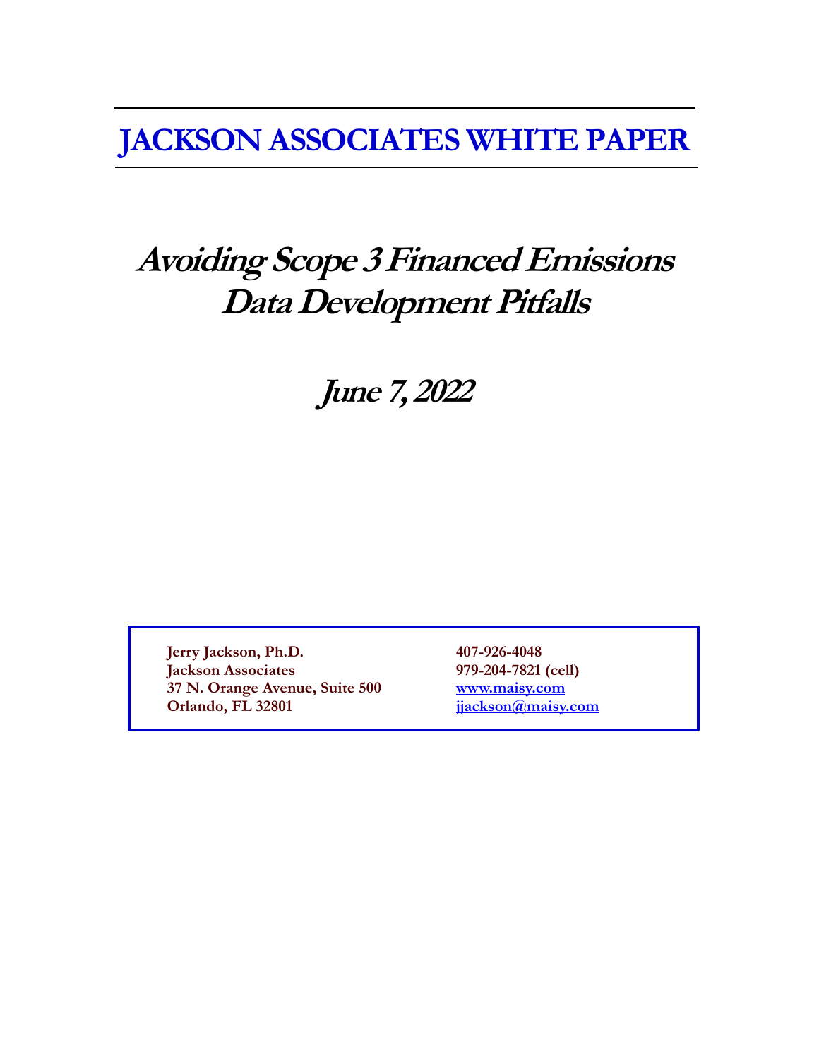# JACKSON ASSOCIATES WHITE PAPER

# *Avoiding Scope 3 Financed Emissions Data Development Pitfalls*

## *June 7, 2022*

| | |
|---|---|
| **Jerry Jackson, Ph.D.** | **407-926-4048** |
| **Jackson Associates** | **979-204-7821 (cell)** |
| **37 N. Orange Avenue, Suite 500** | **www.maisy.com** |
| **Orlando, FL 32801** | **jjackson@maisy.com** |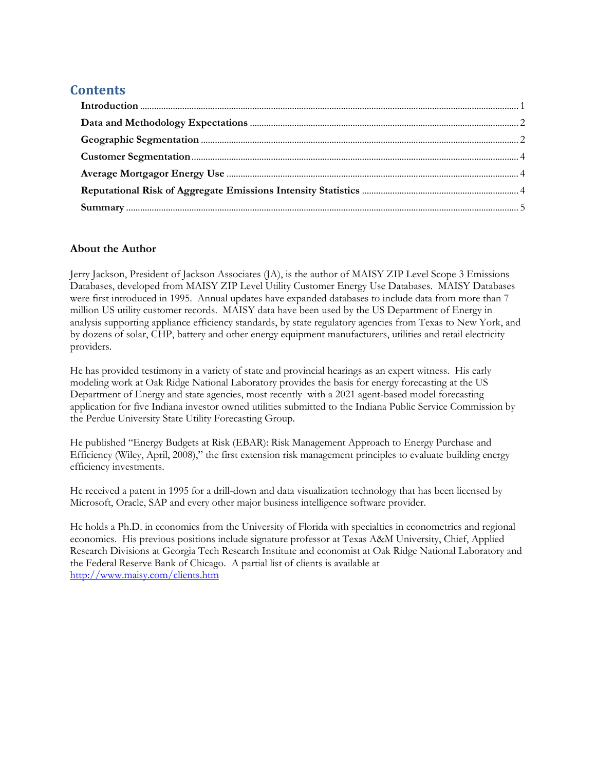## Contents

**Introduction** ..... 1
**Data and Methodology Expectations** ..... 2
**Geographic Segmentation** ..... 2
**Customer Segmentation** ..... 4
**Average Mortgagor Energy Use** ..... 4
**Reputational Risk of Aggregate Emissions Intensity Statistics** ..... 4
**Summary** ..... 5

### About the Author

Jerry Jackson, President of Jackson Associates (JA), is the author of MAISY ZIP Level Scope 3 Emissions Databases, developed from MAISY ZIP Level Utility Customer Energy Use Databases. MAISY Databases were first introduced in 1995. Annual updates have expanded databases to include data from more than 7 million US utility customer records. MAISY data have been used by the US Department of Energy in analysis supporting appliance efficiency standards, by state regulatory agencies from Texas to New York, and by dozens of solar, CHP, battery and other energy equipment manufacturers, utilities and retail electricity providers.

He has provided testimony in a variety of state and provincial hearings as an expert witness. His early modeling work at Oak Ridge National Laboratory provides the basis for energy forecasting at the US Department of Energy and state agencies, most recently with a 2021 agent-based model forecasting application for five Indiana investor owned utilities submitted to the Indiana Public Service Commission by the Perdue University State Utility Forecasting Group.

He published "Energy Budgets at Risk (EBAR): Risk Management Approach to Energy Purchase and Efficiency (Wiley, April, 2008)," the first extension risk management principles to evaluate building energy efficiency investments.

He received a patent in 1995 for a drill-down and data visualization technology that has been licensed by Microsoft, Oracle, SAP and every other major business intelligence software provider.

He holds a Ph.D. in economics from the University of Florida with specialties in econometrics and regional economics. His previous positions include signature professor at Texas A&M University, Chief, Applied Research Divisions at Georgia Tech Research Institute and economist at Oak Ridge National Laboratory and the Federal Reserve Bank of Chicago. A partial list of clients is available at http://www.maisy.com/clients.htm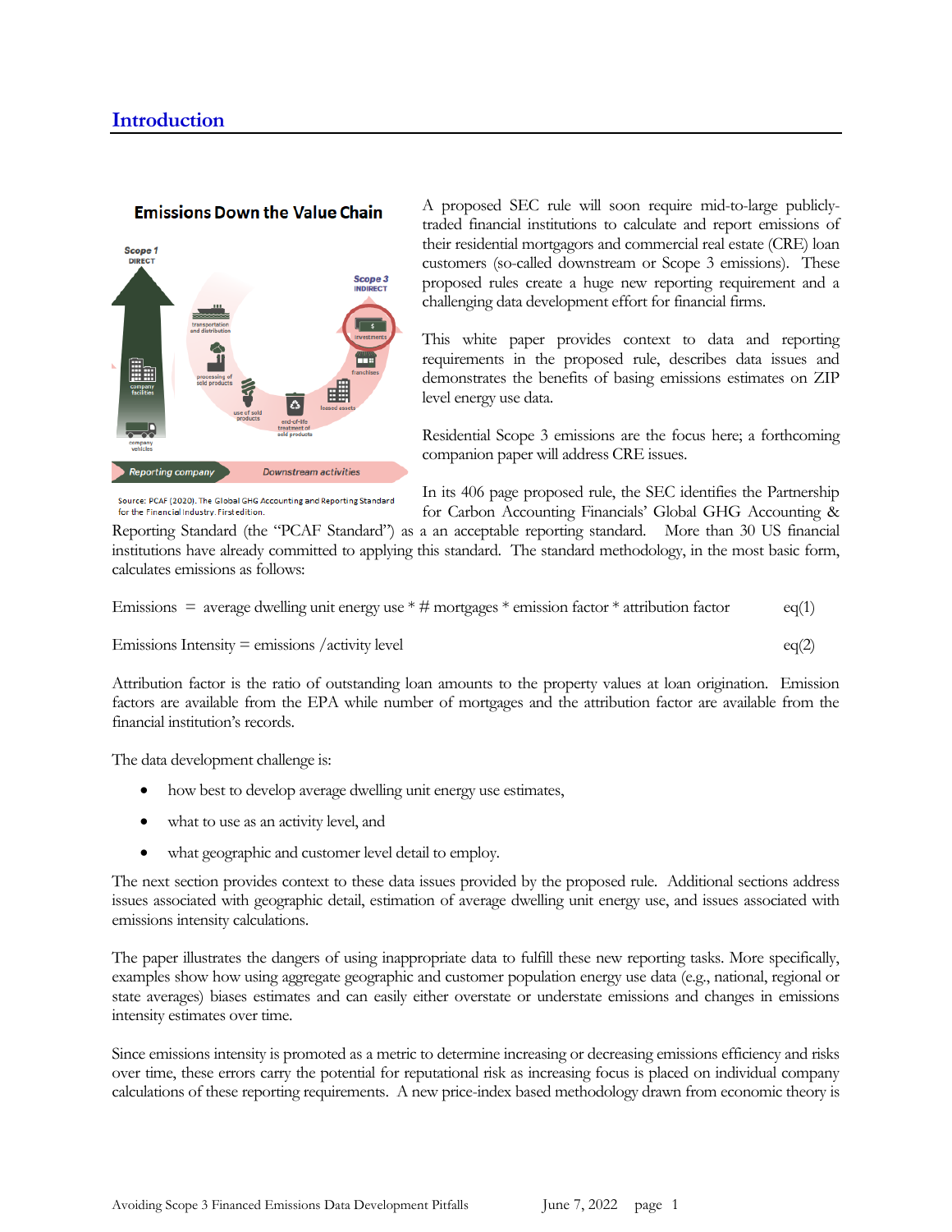## Introduction

A proposed SEC rule will soon require mid-to-large publicly-traded financial institutions to calculate and report emissions of their residential mortgagors and commercial real estate (CRE) loan customers (so-called downstream or Scope 3 emissions). These proposed rules create a huge new reporting requirement and a challenging data development effort for financial firms.

This white paper provides context to data and reporting requirements in the proposed rule, describes data issues and demonstrates the benefits of basing emissions estimates on ZIP level energy use data.

Residential Scope 3 emissions are the focus here; a forthcoming companion paper will address CRE issues.

Source: PCAF (2020). The Global GHG Accounting and Reporting Standard for the Financial Industry. First edition.

In its 406 page proposed rule, the SEC identifies the Partnership for Carbon Accounting Financials' Global GHG Accounting & Reporting Standard (the "PCAF Standard") as a an acceptable reporting standard. More than 30 US financial institutions have already committed to applying this standard. The standard methodology, in the most basic form, calculates emissions as follows:

$$\text{Emissions} = \text{average dwelling unit energy use} * \text{\# mortgages} * \text{emission factor} * \text{attribution factor} \quad \text{eq(1)}$$

$$\text{Emissions Intensity} = \text{emissions} / \text{activity level} \quad \text{eq(2)}$$

Attribution factor is the ratio of outstanding loan amounts to the property values at loan origination. Emission factors are available from the EPA while number of mortgages and the attribution factor are available from the financial institution's records.

The data development challenge is:

- how best to develop average dwelling unit energy use estimates,
- what to use as an activity level, and
- what geographic and customer level detail to employ.

The next section provides context to these data issues provided by the proposed rule. Additional sections address issues associated with geographic detail, estimation of average dwelling unit energy use, and issues associated with emissions intensity calculations.

The paper illustrates the dangers of using inappropriate data to fulfill these new reporting tasks. More specifically, examples show how using aggregate geographic and customer population energy use data (e.g., national, regional or state averages) biases estimates and can easily either overstate or understate emissions and changes in emissions intensity estimates over time.

Since emissions intensity is promoted as a metric to determine increasing or decreasing emissions efficiency and risks over time, these errors carry the potential for reputational risk as increasing focus is placed on individual company calculations of these reporting requirements. A new price-index based methodology drawn from economic theory is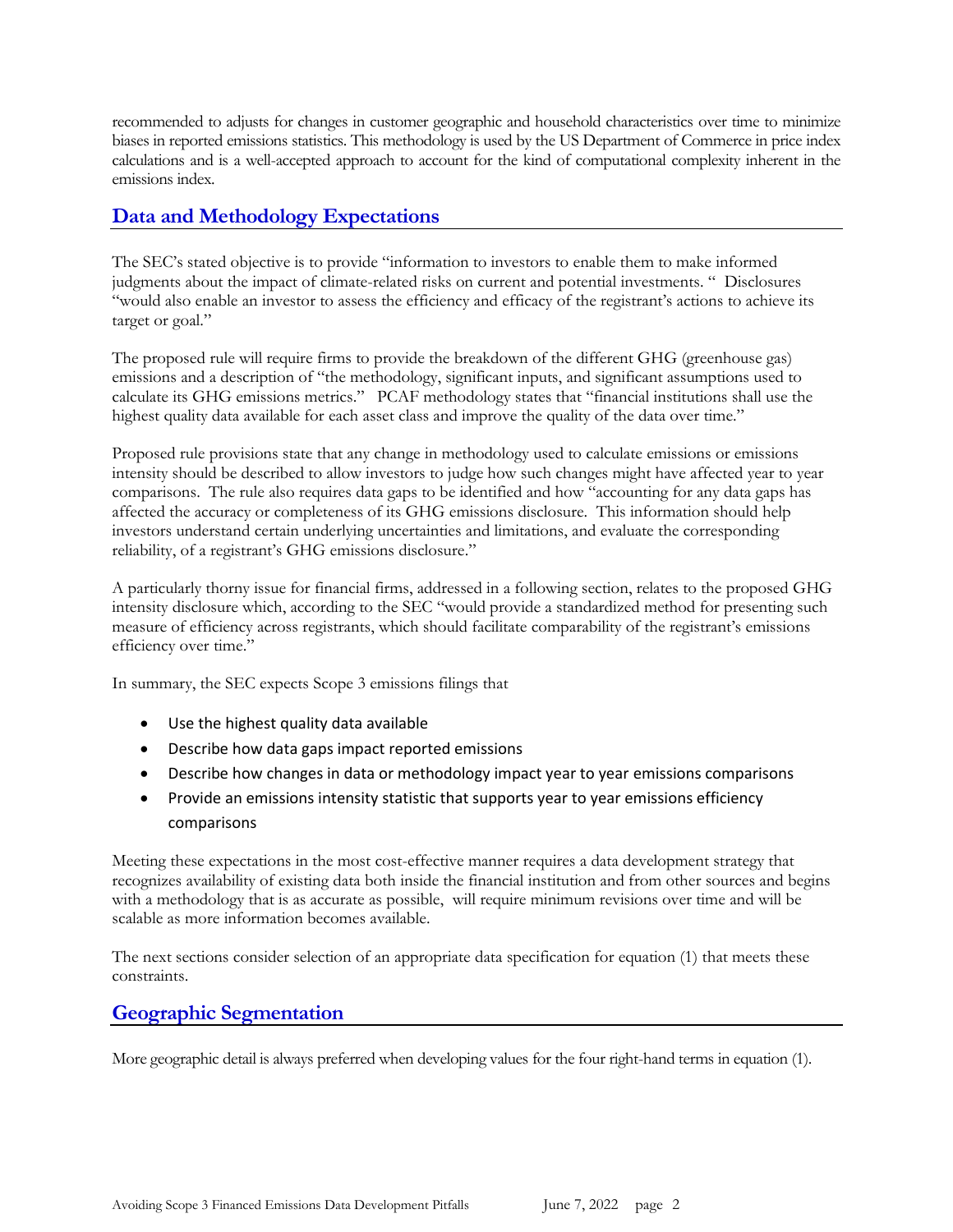recommended to adjusts for changes in customer geographic and household characteristics over time to minimize biases in reported emissions statistics. This methodology is used by the US Department of Commerce in price index calculations and is a well-accepted approach to account for the kind of computational complexity inherent in the emissions index.

## Data and Methodology Expectations

The SEC's stated objective is to provide "information to investors to enable them to make informed judgments about the impact of climate-related risks on current and potential investments. " Disclosures "would also enable an investor to assess the efficiency and efficacy of the registrant's actions to achieve its target or goal."

The proposed rule will require firms to provide the breakdown of the different GHG (greenhouse gas) emissions and a description of "the methodology, significant inputs, and significant assumptions used to calculate its GHG emissions metrics." PCAF methodology states that "financial institutions shall use the highest quality data available for each asset class and improve the quality of the data over time."

Proposed rule provisions state that any change in methodology used to calculate emissions or emissions intensity should be described to allow investors to judge how such changes might have affected year to year comparisons. The rule also requires data gaps to be identified and how "accounting for any data gaps has affected the accuracy or completeness of its GHG emissions disclosure. This information should help investors understand certain underlying uncertainties and limitations, and evaluate the corresponding reliability, of a registrant's GHG emissions disclosure."

A particularly thorny issue for financial firms, addressed in a following section, relates to the proposed GHG intensity disclosure which, according to the SEC "would provide a standardized method for presenting such measure of efficiency across registrants, which should facilitate comparability of the registrant's emissions efficiency over time."

In summary, the SEC expects Scope 3 emissions filings that

- Use the highest quality data available
- Describe how data gaps impact reported emissions
- Describe how changes in data or methodology impact year to year emissions comparisons
- Provide an emissions intensity statistic that supports year to year emissions efficiency comparisons

Meeting these expectations in the most cost-effective manner requires a data development strategy that recognizes availability of existing data both inside the financial institution and from other sources and begins with a methodology that is as accurate as possible, will require minimum revisions over time and will be scalable as more information becomes available.

The next sections consider selection of an appropriate data specification for equation (1) that meets these constraints.

## Geographic Segmentation

More geographic detail is always preferred when developing values for the four right-hand terms in equation (1).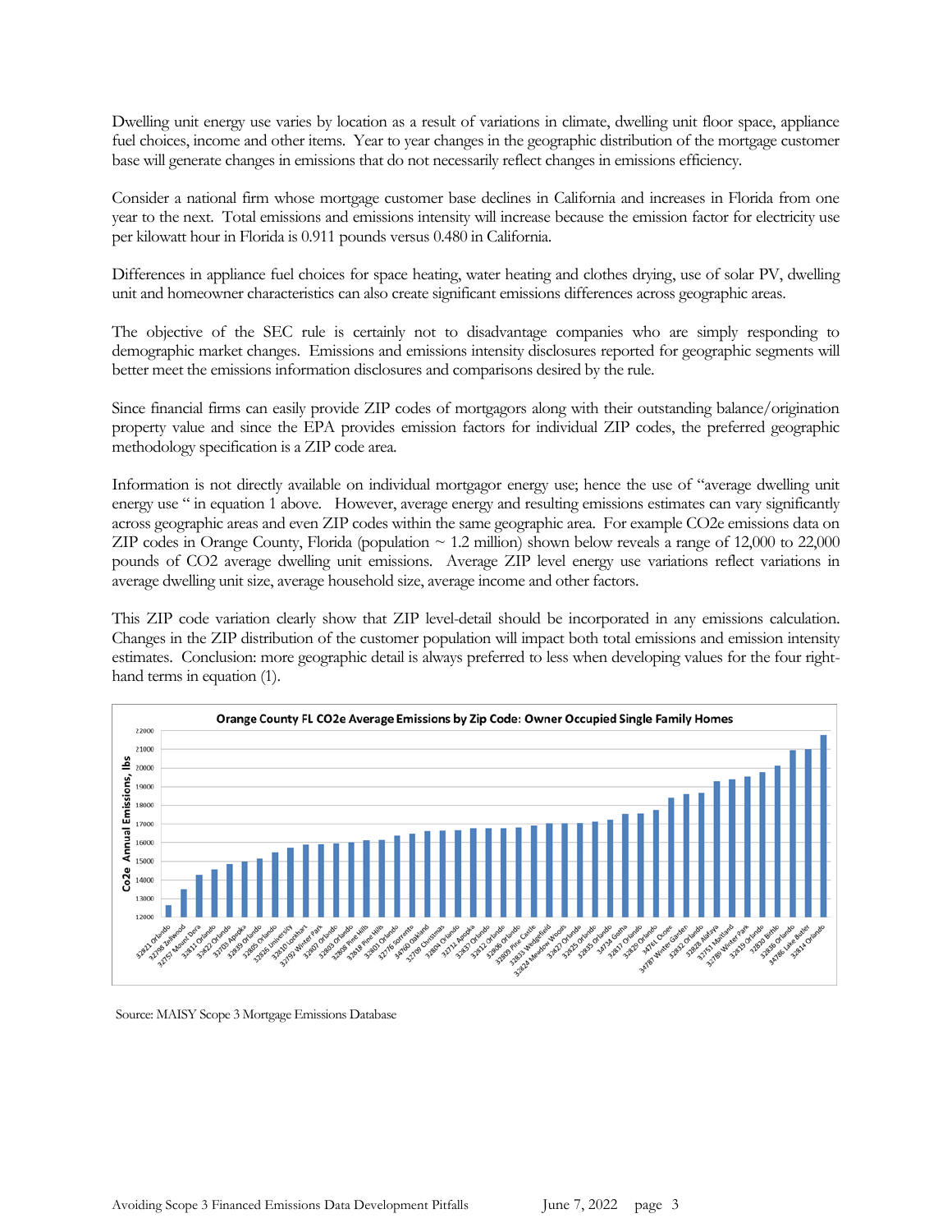Dwelling unit energy use varies by location as a result of variations in climate, dwelling unit floor space, appliance fuel choices, income and other items. Year to year changes in the geographic distribution of the mortgage customer base will generate changes in emissions that do not necessarily reflect changes in emissions efficiency.

Consider a national firm whose mortgage customer base declines in California and increases in Florida from one year to the next. Total emissions and emissions intensity will increase because the emission factor for electricity use per kilowatt hour in Florida is 0.911 pounds versus 0.480 in California.

Differences in appliance fuel choices for space heating, water heating and clothes drying, use of solar PV, dwelling unit and homeowner characteristics can also create significant emissions differences across geographic areas.

The objective of the SEC rule is certainly not to disadvantage companies who are simply responding to demographic market changes. Emissions and emissions intensity disclosures reported for geographic segments will better meet the emissions information disclosures and comparisons desired by the rule.

Since financial firms can easily provide ZIP codes of mortgagors along with their outstanding balance/origination property value and since the EPA provides emission factors for individual ZIP codes, the preferred geographic methodology specification is a ZIP code area.

Information is not directly available on individual mortgagor energy use; hence the use of "average dwelling unit energy use " in equation 1 above. However, average energy and resulting emissions estimates can vary significantly across geographic areas and even ZIP codes within the same geographic area. For example CO2e emissions data on ZIP codes in Orange County, Florida (population ~ 1.2 million) shown below reveals a range of 12,000 to 22,000 pounds of CO2 average dwelling unit emissions. Average ZIP level energy use variations reflect variations in average dwelling unit size, average household size, average income and other factors.

This ZIP code variation clearly show that ZIP level-detail should be incorporated in any emissions calculation. Changes in the ZIP distribution of the customer population will impact both total emissions and emission intensity estimates. Conclusion: more geographic detail is always preferred to less when developing values for the four right-hand terms in equation (1).

**Orange County FL CO2e Average Emissions by Zip Code: Owner Occupied Single Family Homes**

Source: MAISY Scope 3 Mortgage Emissions Database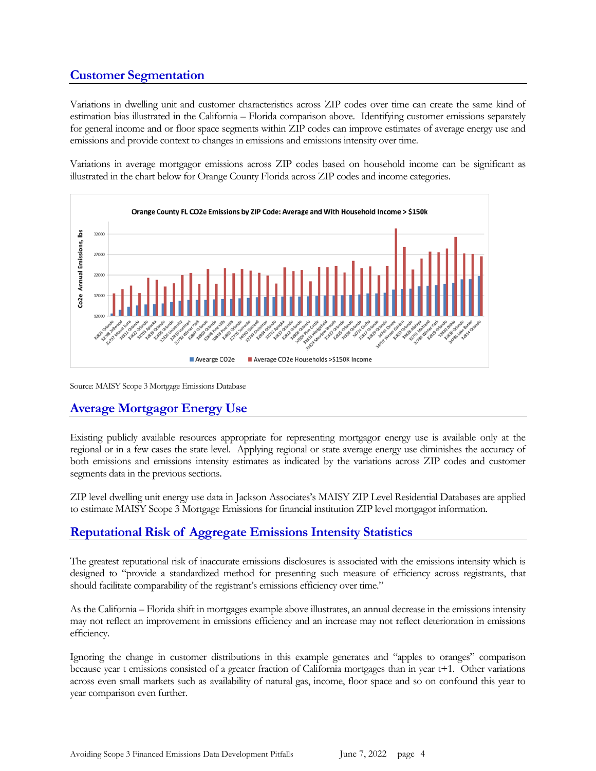## Customer Segmentation

Variations in dwelling unit and customer characteristics across ZIP codes over time can create the same kind of estimation bias illustrated in the California – Florida comparison above. Identifying customer emissions separately for general income and or floor space segments within ZIP codes can improve estimates of average energy use and emissions and provide context to changes in emissions and emissions intensity over time.

Variations in average mortgagor emissions across ZIP codes based on household income can be significant as illustrated in the chart below for Orange County Florida across ZIP codes and income categories.

Source: MAISY Scope 3 Mortgage Emissions Database

## Average Mortgagor Energy Use

Existing publicly available resources appropriate for representing mortgagor energy use is available only at the regional or in a few cases the state level. Applying regional or state average energy use diminishes the accuracy of both emissions and emissions intensity estimates as indicated by the variations across ZIP codes and customer segments data in the previous sections.

ZIP level dwelling unit energy use data in Jackson Associates's MAISY ZIP Level Residential Databases are applied to estimate MAISY Scope 3 Mortgage Emissions for financial institution ZIP level mortgagor information.

## Reputational Risk of Aggregate Emissions Intensity Statistics

The greatest reputational risk of inaccurate emissions disclosures is associated with the emissions intensity which is designed to "provide a standardized method for presenting such measure of efficiency across registrants, that should facilitate comparability of the registrant's emissions efficiency over time."

As the California – Florida shift in mortgages example above illustrates, an annual decrease in the emissions intensity may not reflect an improvement in emissions efficiency and an increase may not reflect deterioration in emissions efficiency.

Ignoring the change in customer distributions in this example generates and "apples to oranges" comparison because year t emissions consisted of a greater fraction of California mortgages than in year t+1. Other variations across even small markets such as availability of natural gas, income, floor space and so on confound this year to year comparison even further.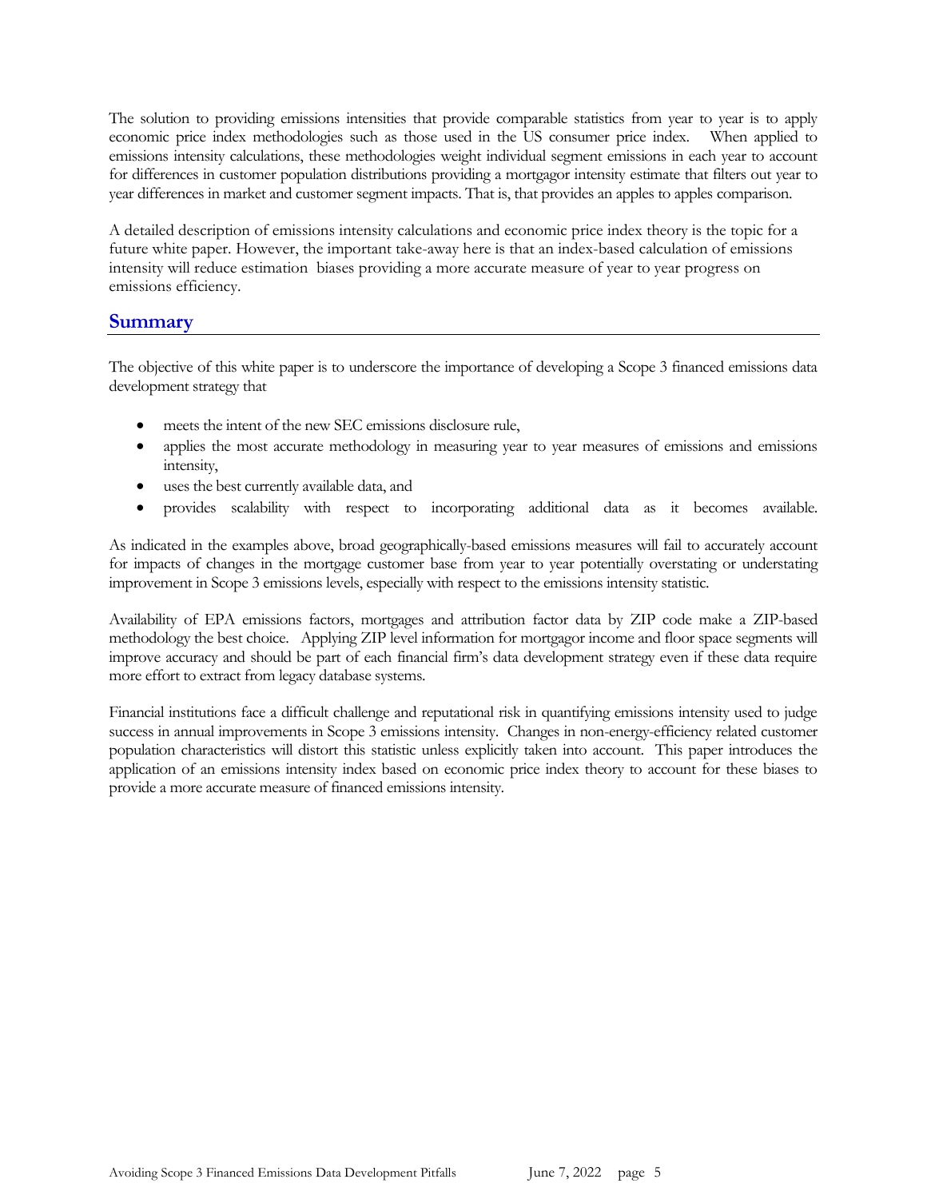The solution to providing emissions intensities that provide comparable statistics from year to year is to apply economic price index methodologies such as those used in the US consumer price index. When applied to emissions intensity calculations, these methodologies weight individual segment emissions in each year to account for differences in customer population distributions providing a mortgagor intensity estimate that filters out year to year differences in market and customer segment impacts. That is, that provides an apples to apples comparison.

A detailed description of emissions intensity calculations and economic price index theory is the topic for a future white paper. However, the important take-away here is that an index-based calculation of emissions intensity will reduce estimation biases providing a more accurate measure of year to year progress on emissions efficiency.

## Summary

The objective of this white paper is to underscore the importance of developing a Scope 3 financed emissions data development strategy that

- meets the intent of the new SEC emissions disclosure rule,
- applies the most accurate methodology in measuring year to year measures of emissions and emissions intensity,
- uses the best currently available data, and
- provides scalability with respect to incorporating additional data as it becomes available.

As indicated in the examples above, broad geographically-based emissions measures will fail to accurately account for impacts of changes in the mortgage customer base from year to year potentially overstating or understating improvement in Scope 3 emissions levels, especially with respect to the emissions intensity statistic.

Availability of EPA emissions factors, mortgages and attribution factor data by ZIP code make a ZIP-based methodology the best choice. Applying ZIP level information for mortgagor income and floor space segments will improve accuracy and should be part of each financial firm's data development strategy even if these data require more effort to extract from legacy database systems.

Financial institutions face a difficult challenge and reputational risk in quantifying emissions intensity used to judge success in annual improvements in Scope 3 emissions intensity. Changes in non-energy-efficiency related customer population characteristics will distort this statistic unless explicitly taken into account. This paper introduces the application of an emissions intensity index based on economic price index theory to account for these biases to provide a more accurate measure of financed emissions intensity.